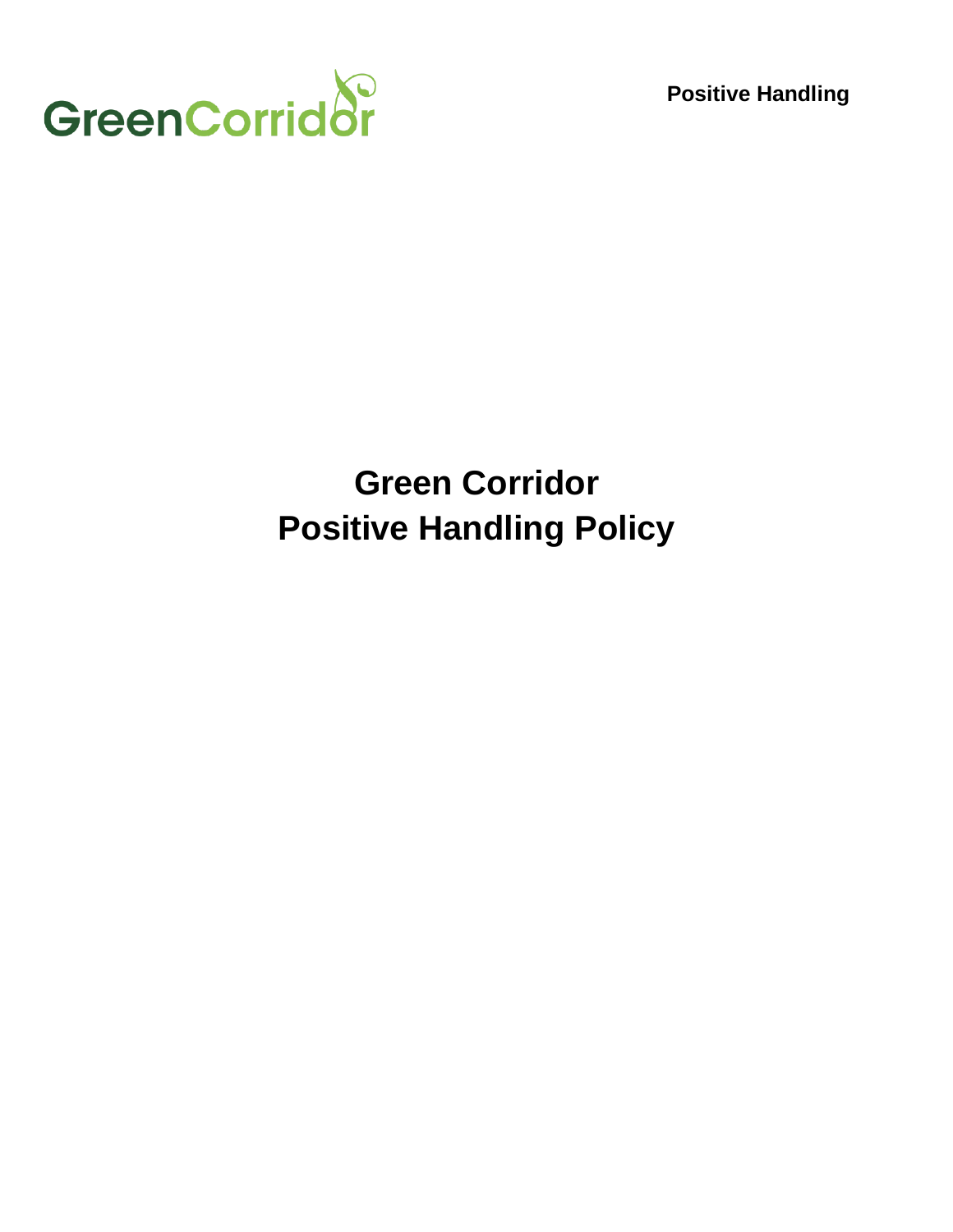# Green Corridor
# Positive Handling Policy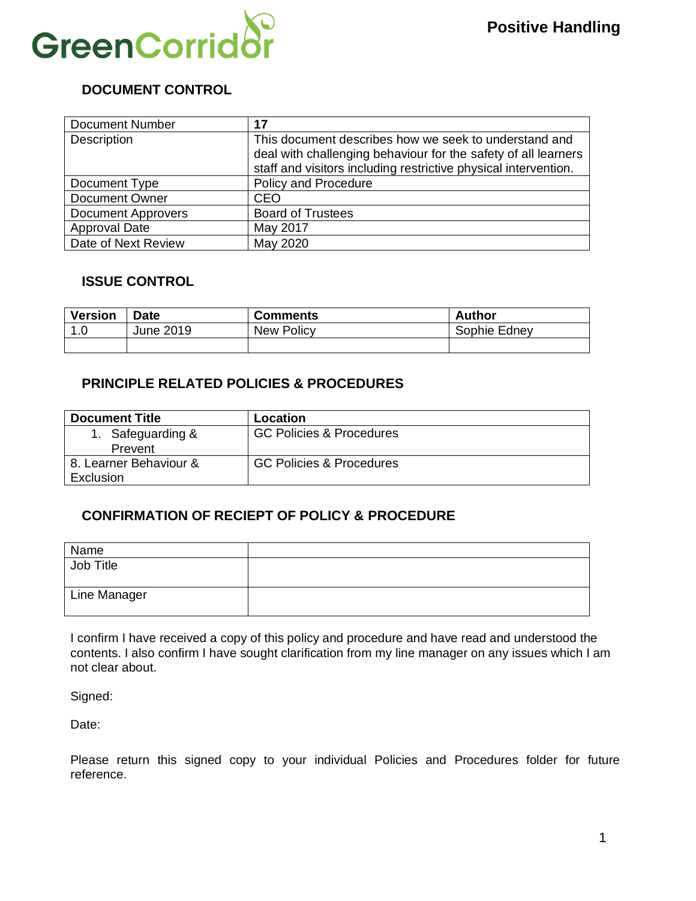# Positive Handling

## DOCUMENT CONTROL

| | |
|---|---|
| Document Number | **17** |
| Description | This document describes how we seek to understand and deal with challenging behaviour for the safety of all learners staff and visitors including restrictive physical intervention. |
| Document Type | Policy and Procedure |
| Document Owner | CEO |
| Document Approvers | Board of Trustees |
| Approval Date | May 2017 |
| Date of Next Review | May 2020 |

## ISSUE CONTROL

| Version | Date | Comments | Author |
|---|---|---|---|
| 1.0 | June 2019 | New Policy | Sophie Edney |
| | | | |

## PRINCIPLE RELATED POLICIES & PROCEDURES

| Document Title | Location |
|---|---|
| 1. Safeguarding & Prevent | GC Policies & Procedures |
| 8. Learner Behaviour & Exclusion | GC Policies & Procedures |

## CONFIRMATION OF RECIEPT OF POLICY & PROCEDURE

| | |
|---|---|
| Name | |
| Job Title | |
| Line Manager | |

I confirm I have received a copy of this policy and procedure and have read and understood the contents. I also confirm I have sought clarification from my line manager on any issues which I am not clear about.

Signed:

Date:

Please return this signed copy to your individual Policies and Procedures folder for future reference.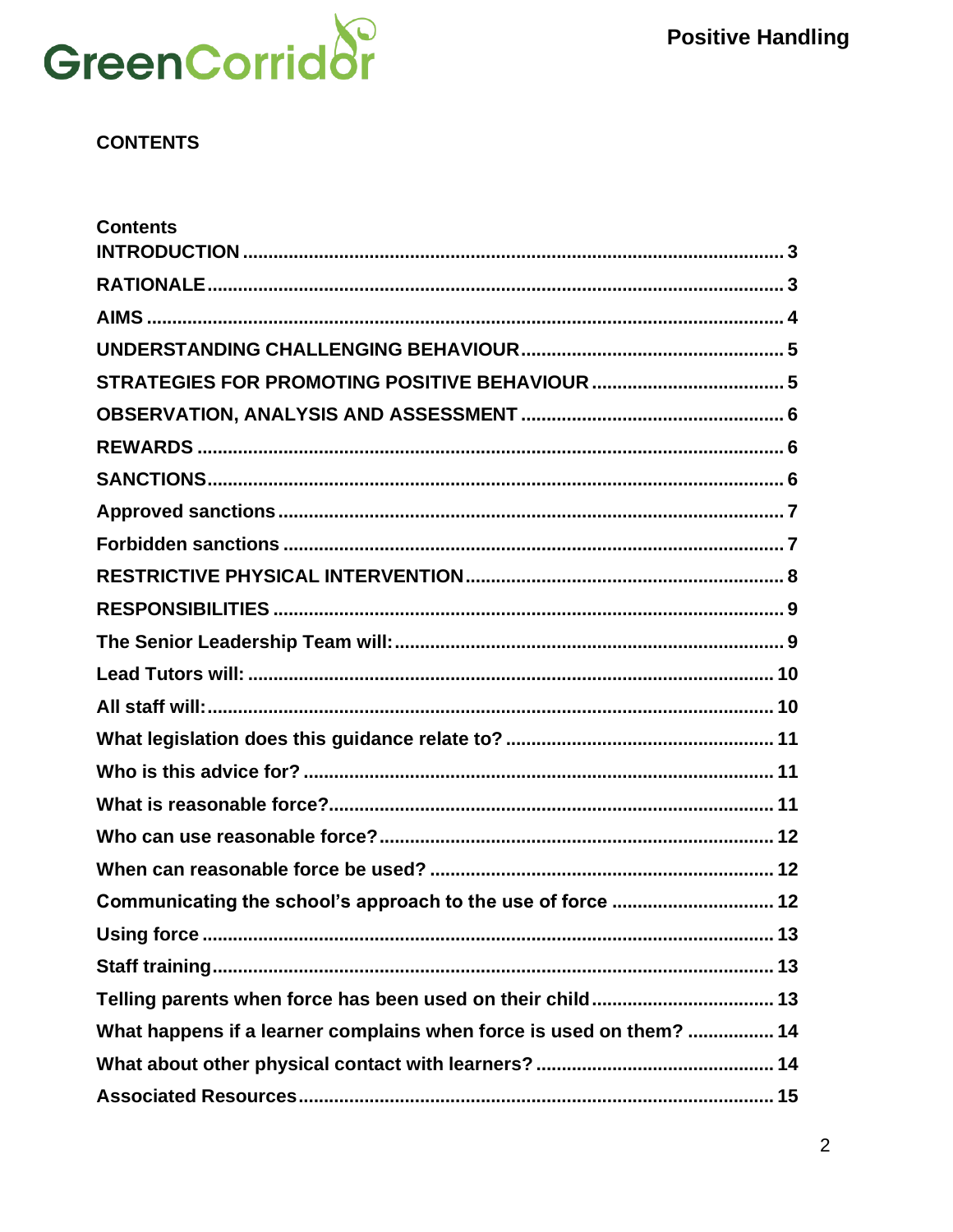## CONTENTS

**Contents**

- **INTRODUCTION** ........ 3
- **RATIONALE** ........ 3
- **AIMS** ........ 4
- **UNDERSTANDING CHALLENGING BEHAVIOUR** ........ 5
- **STRATEGIES FOR PROMOTING POSITIVE BEHAVIOUR** ........ 5
- **OBSERVATION, ANALYSIS AND ASSESSMENT** ........ 6
- **REWARDS** ........ 6
- **SANCTIONS** ........ 6
- **Approved sanctions** ........ 7
- **Forbidden sanctions** ........ 7
- **RESTRICTIVE PHYSICAL INTERVENTION** ........ 8
- **RESPONSIBILITIES** ........ 9
- **The Senior Leadership Team will:** ........ 9
- **Lead Tutors will:** ........ 10
- **All staff will:** ........ 10
- **What legislation does this guidance relate to?** ........ 11
- **Who is this advice for?** ........ 11
- **What is reasonable force?** ........ 11
- **Who can use reasonable force?** ........ 12
- **When can reasonable force be used?** ........ 12
- **Communicating the school's approach to the use of force** ........ 12
- **Using force** ........ 13
- **Staff training** ........ 13
- **Telling parents when force has been used on their child** ........ 13
- **What happens if a learner complains when force is used on them?** ........ 14
- **What about other physical contact with learners?** ........ 14
- **Associated Resources** ........ 15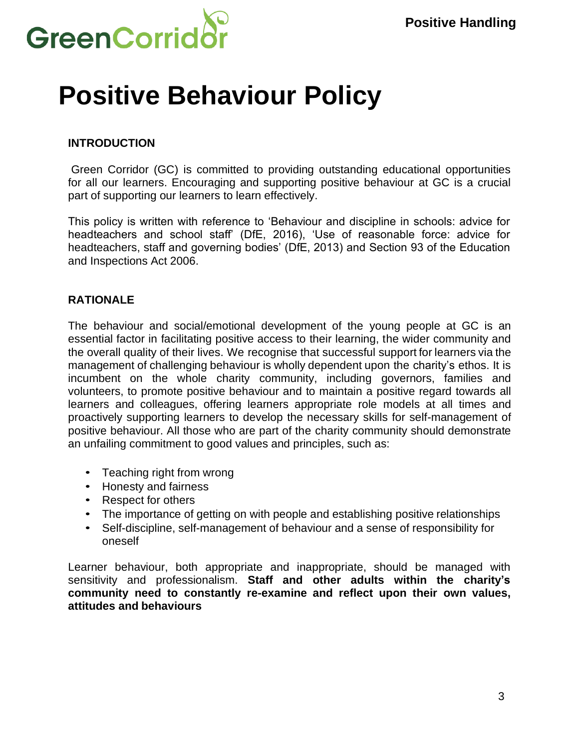# Positive Behaviour Policy

## INTRODUCTION

Green Corridor (GC) is committed to providing outstanding educational opportunities for all our learners. Encouraging and supporting positive behaviour at GC is a crucial part of supporting our learners to learn effectively.

This policy is written with reference to 'Behaviour and discipline in schools: advice for headteachers and school staff' (DfE, 2016), 'Use of reasonable force: advice for headteachers, staff and governing bodies' (DfE, 2013) and Section 93 of the Education and Inspections Act 2006.

## RATIONALE

The behaviour and social/emotional development of the young people at GC is an essential factor in facilitating positive access to their learning, the wider community and the overall quality of their lives. We recognise that successful support for learners via the management of challenging behaviour is wholly dependent upon the charity's ethos. It is incumbent on the whole charity community, including governors, families and volunteers, to promote positive behaviour and to maintain a positive regard towards all learners and colleagues, offering learners appropriate role models at all times and proactively supporting learners to develop the necessary skills for self-management of positive behaviour. All those who are part of the charity community should demonstrate an unfailing commitment to good values and principles, such as:

- Teaching right from wrong
- Honesty and fairness
- Respect for others
- The importance of getting on with people and establishing positive relationships
- Self-discipline, self-management of behaviour and a sense of responsibility for oneself

Learner behaviour, both appropriate and inappropriate, should be managed with sensitivity and professionalism. **Staff and other adults within the charity's community need to constantly re-examine and reflect upon their own values, attitudes and behaviours**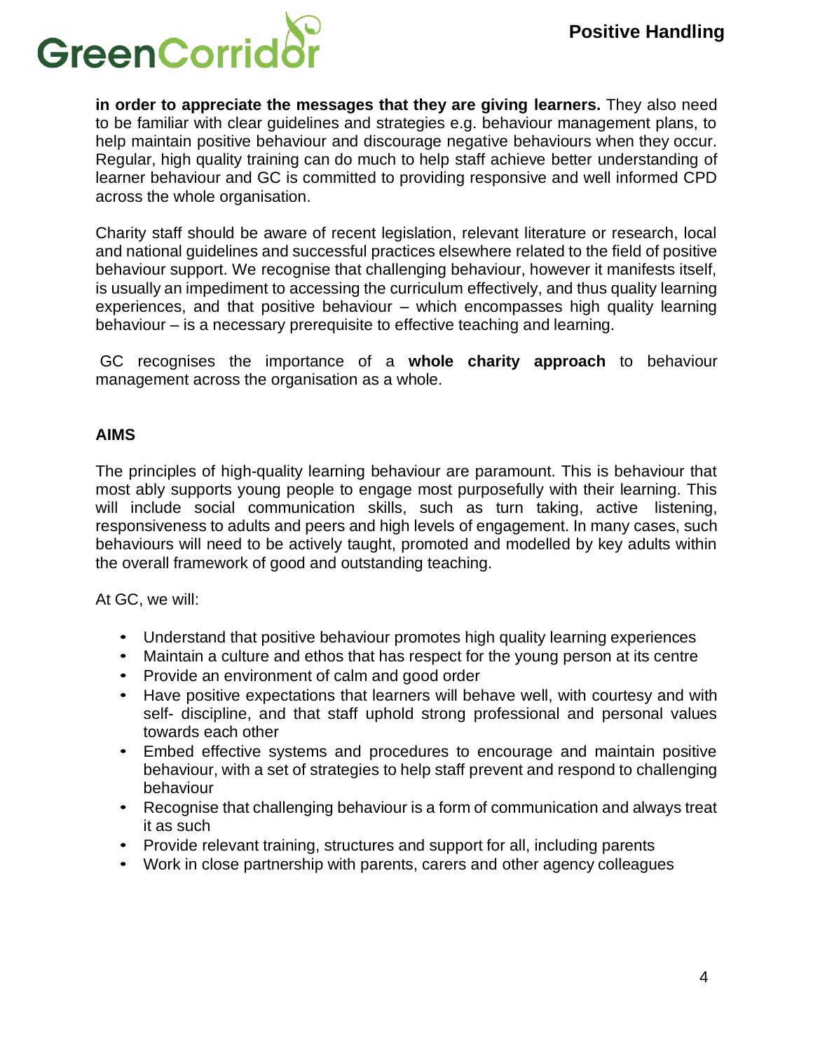**in order to appreciate the messages that they are giving learners.** They also need to be familiar with clear guidelines and strategies e.g. behaviour management plans, to help maintain positive behaviour and discourage negative behaviours when they occur. Regular, high quality training can do much to help staff achieve better understanding of learner behaviour and GC is committed to providing responsive and well informed CPD across the whole organisation.

Charity staff should be aware of recent legislation, relevant literature or research, local and national guidelines and successful practices elsewhere related to the field of positive behaviour support. We recognise that challenging behaviour, however it manifests itself, is usually an impediment to accessing the curriculum effectively, and thus quality learning experiences, and that positive behaviour – which encompasses high quality learning behaviour – is a necessary prerequisite to effective teaching and learning.

GC recognises the importance of a **whole charity approach** to behaviour management across the organisation as a whole.

## AIMS

The principles of high-quality learning behaviour are paramount. This is behaviour that most ably supports young people to engage most purposefully with their learning. This will include social communication skills, such as turn taking, active listening, responsiveness to adults and peers and high levels of engagement. In many cases, such behaviours will need to be actively taught, promoted and modelled by key adults within the overall framework of good and outstanding teaching.

At GC, we will:

- Understand that positive behaviour promotes high quality learning experiences
- Maintain a culture and ethos that has respect for the young person at its centre
- Provide an environment of calm and good order
- Have positive expectations that learners will behave well, with courtesy and with self- discipline, and that staff uphold strong professional and personal values towards each other
- Embed effective systems and procedures to encourage and maintain positive behaviour, with a set of strategies to help staff prevent and respond to challenging behaviour
- Recognise that challenging behaviour is a form of communication and always treat it as such
- Provide relevant training, structures and support for all, including parents
- Work in close partnership with parents, carers and other agency colleagues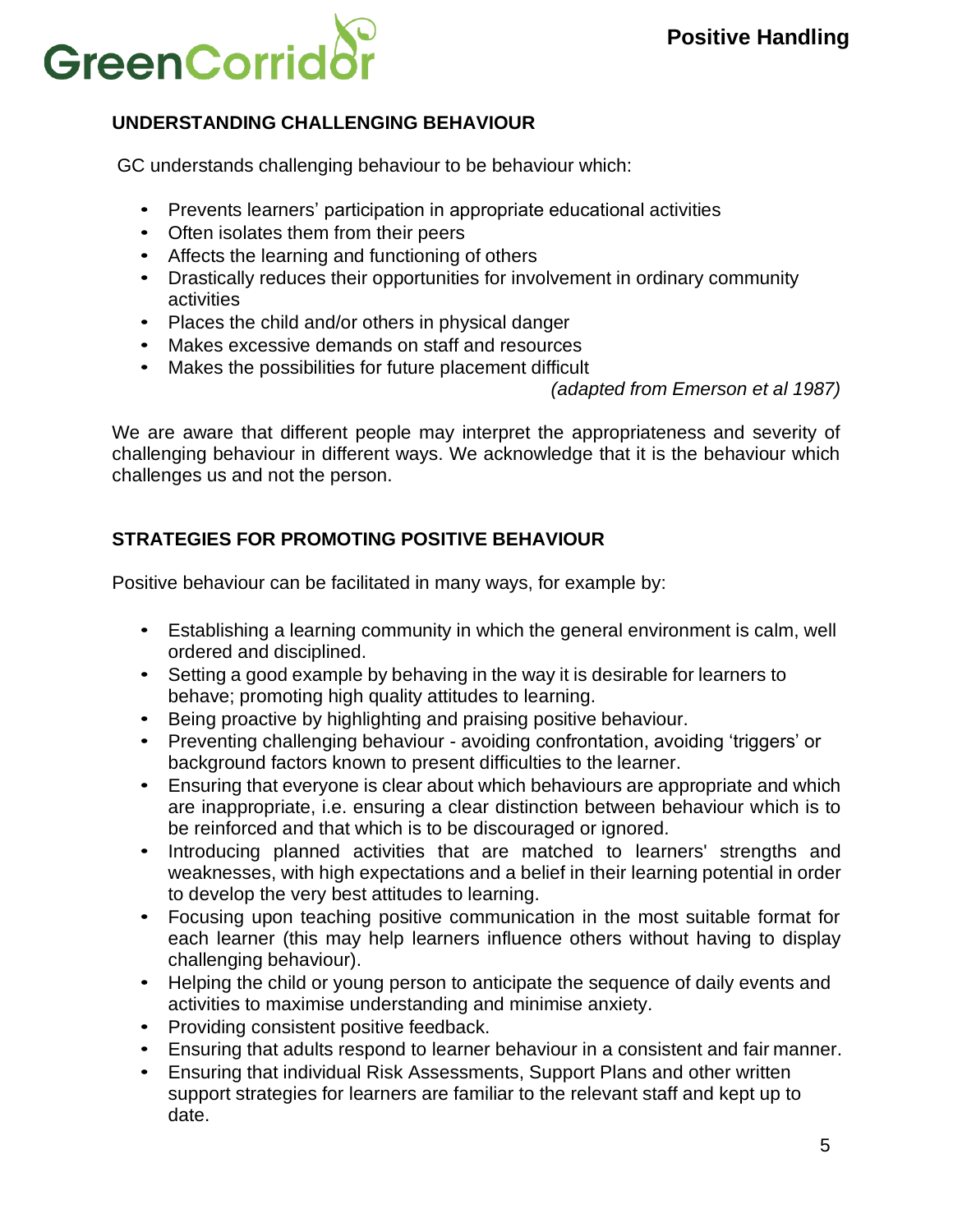## UNDERSTANDING CHALLENGING BEHAVIOUR

GC understands challenging behaviour to be behaviour which:

- Prevents learners' participation in appropriate educational activities
- Often isolates them from their peers
- Affects the learning and functioning of others
- Drastically reduces their opportunities for involvement in ordinary community activities
- Places the child and/or others in physical danger
- Makes excessive demands on staff and resources
- Makes the possibilities for future placement difficult

*(adapted from Emerson et al 1987)*

We are aware that different people may interpret the appropriateness and severity of challenging behaviour in different ways. We acknowledge that it is the behaviour which challenges us and not the person.

## STRATEGIES FOR PROMOTING POSITIVE BEHAVIOUR

Positive behaviour can be facilitated in many ways, for example by:

- Establishing a learning community in which the general environment is calm, well ordered and disciplined.
- Setting a good example by behaving in the way it is desirable for learners to behave; promoting high quality attitudes to learning.
- Being proactive by highlighting and praising positive behaviour.
- Preventing challenging behaviour - avoiding confrontation, avoiding 'triggers' or background factors known to present difficulties to the learner.
- Ensuring that everyone is clear about which behaviours are appropriate and which are inappropriate, i.e. ensuring a clear distinction between behaviour which is to be reinforced and that which is to be discouraged or ignored.
- Introducing planned activities that are matched to learners' strengths and weaknesses, with high expectations and a belief in their learning potential in order to develop the very best attitudes to learning.
- Focusing upon teaching positive communication in the most suitable format for each learner (this may help learners influence others without having to display challenging behaviour).
- Helping the child or young person to anticipate the sequence of daily events and activities to maximise understanding and minimise anxiety.
- Providing consistent positive feedback.
- Ensuring that adults respond to learner behaviour in a consistent and fair manner.
- Ensuring that individual Risk Assessments, Support Plans and other written support strategies for learners are familiar to the relevant staff and kept up to date.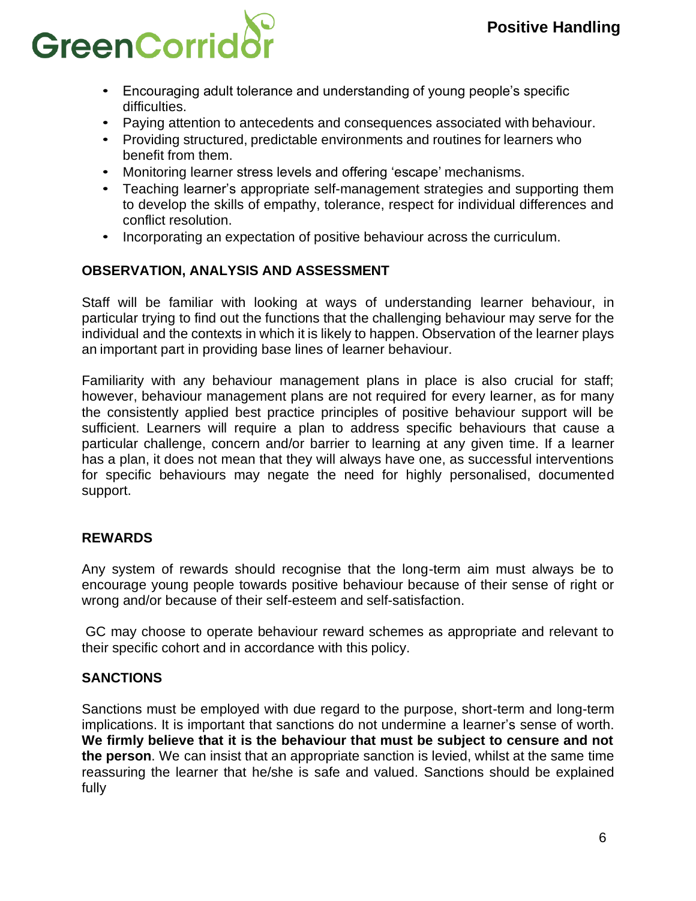- Encouraging adult tolerance and understanding of young people's specific difficulties.
- Paying attention to antecedents and consequences associated with behaviour.
- Providing structured, predictable environments and routines for learners who benefit from them.
- Monitoring learner stress levels and offering 'escape' mechanisms.
- Teaching learner's appropriate self-management strategies and supporting them to develop the skills of empathy, tolerance, respect for individual differences and conflict resolution.
- Incorporating an expectation of positive behaviour across the curriculum.

## OBSERVATION, ANALYSIS AND ASSESSMENT

Staff will be familiar with looking at ways of understanding learner behaviour, in particular trying to find out the functions that the challenging behaviour may serve for the individual and the contexts in which it is likely to happen. Observation of the learner plays an important part in providing base lines of learner behaviour.

Familiarity with any behaviour management plans in place is also crucial for staff; however, behaviour management plans are not required for every learner, as for many the consistently applied best practice principles of positive behaviour support will be sufficient. Learners will require a plan to address specific behaviours that cause a particular challenge, concern and/or barrier to learning at any given time. If a learner has a plan, it does not mean that they will always have one, as successful interventions for specific behaviours may negate the need for highly personalised, documented support.

## REWARDS

Any system of rewards should recognise that the long-term aim must always be to encourage young people towards positive behaviour because of their sense of right or wrong and/or because of their self-esteem and self-satisfaction.

GC may choose to operate behaviour reward schemes as appropriate and relevant to their specific cohort and in accordance with this policy.

## SANCTIONS

Sanctions must be employed with due regard to the purpose, short-term and long-term implications. It is important that sanctions do not undermine a learner's sense of worth. **We firmly believe that it is the behaviour that must be subject to censure and not the person**. We can insist that an appropriate sanction is levied, whilst at the same time reassuring the learner that he/she is safe and valued. Sanctions should be explained fully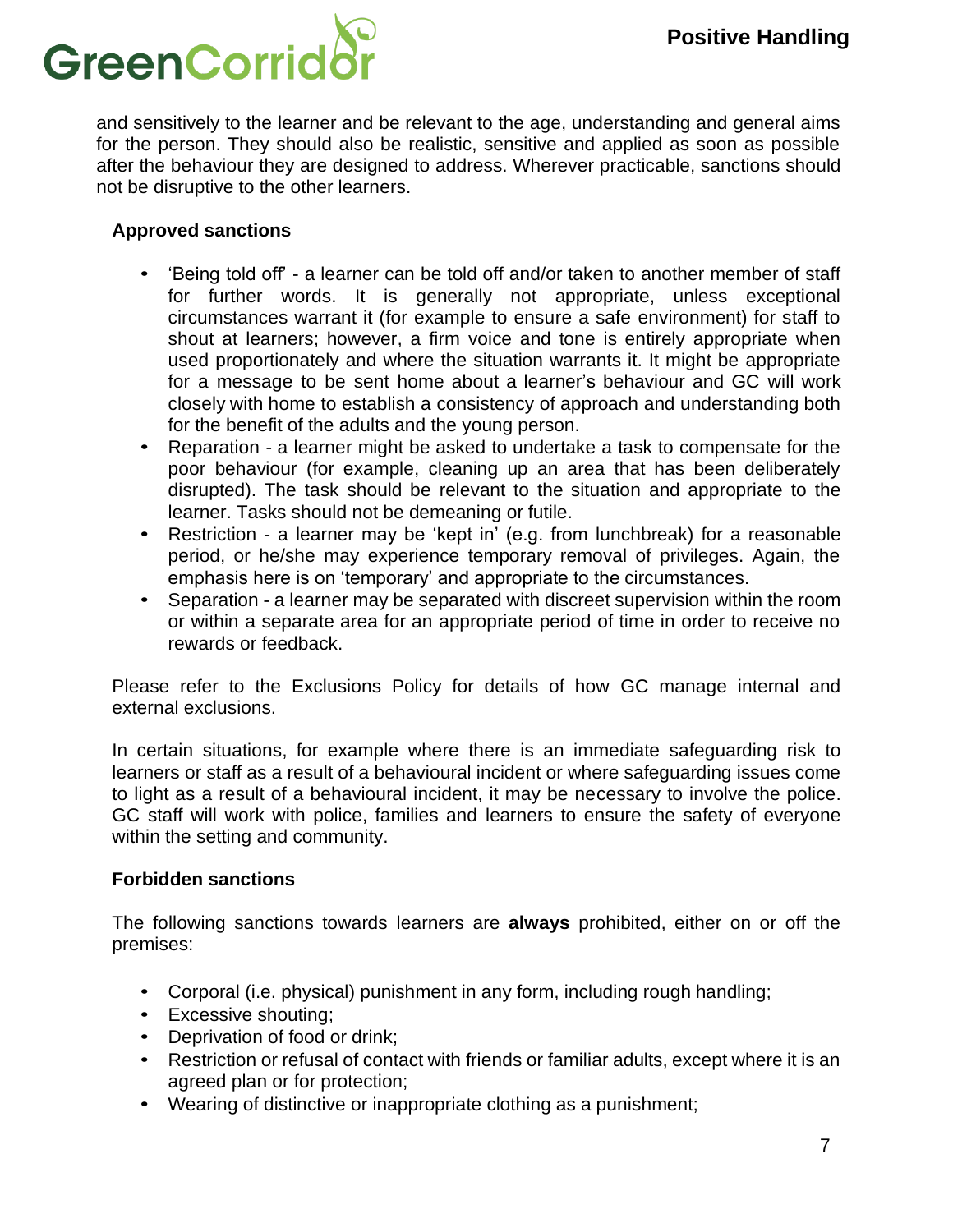and sensitively to the learner and be relevant to the age, understanding and general aims for the person. They should also be realistic, sensitive and applied as soon as possible after the behaviour they are designed to address. Wherever practicable, sanctions should not be disruptive to the other learners.

**Approved sanctions**

- 'Being told off' - a learner can be told off and/or taken to another member of staff for further words. It is generally not appropriate, unless exceptional circumstances warrant it (for example to ensure a safe environment) for staff to shout at learners; however, a firm voice and tone is entirely appropriate when used proportionately and where the situation warrants it. It might be appropriate for a message to be sent home about a learner's behaviour and GC will work closely with home to establish a consistency of approach and understanding both for the benefit of the adults and the young person.
- Reparation - a learner might be asked to undertake a task to compensate for the poor behaviour (for example, cleaning up an area that has been deliberately disrupted). The task should be relevant to the situation and appropriate to the learner. Tasks should not be demeaning or futile.
- Restriction - a learner may be 'kept in' (e.g. from lunchbreak) for a reasonable period, or he/she may experience temporary removal of privileges. Again, the emphasis here is on 'temporary' and appropriate to the circumstances.
- Separation - a learner may be separated with discreet supervision within the room or within a separate area for an appropriate period of time in order to receive no rewards or feedback.

Please refer to the Exclusions Policy for details of how GC manage internal and external exclusions.

In certain situations, for example where there is an immediate safeguarding risk to learners or staff as a result of a behavioural incident or where safeguarding issues come to light as a result of a behavioural incident, it may be necessary to involve the police. GC staff will work with police, families and learners to ensure the safety of everyone within the setting and community.

**Forbidden sanctions**

The following sanctions towards learners are **always** prohibited, either on or off the premises:

- Corporal (i.e. physical) punishment in any form, including rough handling;
- Excessive shouting;
- Deprivation of food or drink;
- Restriction or refusal of contact with friends or familiar adults, except where it is an agreed plan or for protection;
- Wearing of distinctive or inappropriate clothing as a punishment;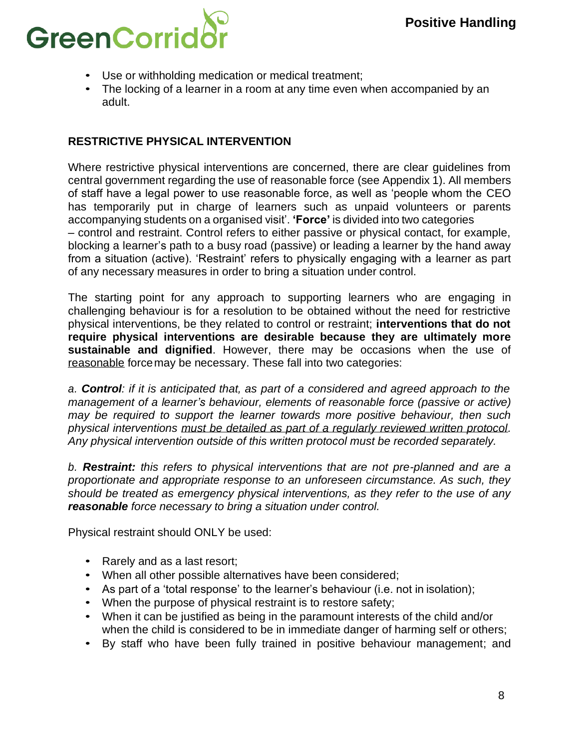- Use or withholding medication or medical treatment;
- The locking of a learner in a room at any time even when accompanied by an adult.

## RESTRICTIVE PHYSICAL INTERVENTION

Where restrictive physical interventions are concerned, there are clear guidelines from central government regarding the use of reasonable force (see Appendix 1). All members of staff have a legal power to use reasonable force, as well as 'people whom the CEO has temporarily put in charge of learners such as unpaid volunteers or parents accompanying students on a organised visit'. **'Force'** is divided into two categories – control and restraint. Control refers to either passive or physical contact, for example, blocking a learner's path to a busy road (passive) or leading a learner by the hand away from a situation (active). 'Restraint' refers to physically engaging with a learner as part of any necessary measures in order to bring a situation under control.

The starting point for any approach to supporting learners who are engaging in challenging behaviour is for a resolution to be obtained without the need for restrictive physical interventions, be they related to control or restraint; **interventions that do not require physical interventions are desirable because they are ultimately more sustainable and dignified**. However, there may be occasions when the use of <u>reasonable</u> force may be necessary. These fall into two categories:

*a. **Control**: if it is anticipated that, as part of a considered and agreed approach to the management of a learner's behaviour, elements of reasonable force (passive or active) may be required to support the learner towards more positive behaviour, then such physical interventions <u>must be detailed as part of a regularly reviewed written protocol</u>. Any physical intervention outside of this written protocol must be recorded separately.*

*b. **Restraint:** this refers to physical interventions that are not pre-planned and are a proportionate and appropriate response to an unforeseen circumstance. As such, they should be treated as emergency physical interventions, as they refer to the use of any **reasonable** force necessary to bring a situation under control.*

Physical restraint should ONLY be used:

- Rarely and as a last resort;
- When all other possible alternatives have been considered;
- As part of a 'total response' to the learner's behaviour (i.e. not in isolation);
- When the purpose of physical restraint is to restore safety;
- When it can be justified as being in the paramount interests of the child and/or when the child is considered to be in immediate danger of harming self or others;
- By staff who have been fully trained in positive behaviour management; and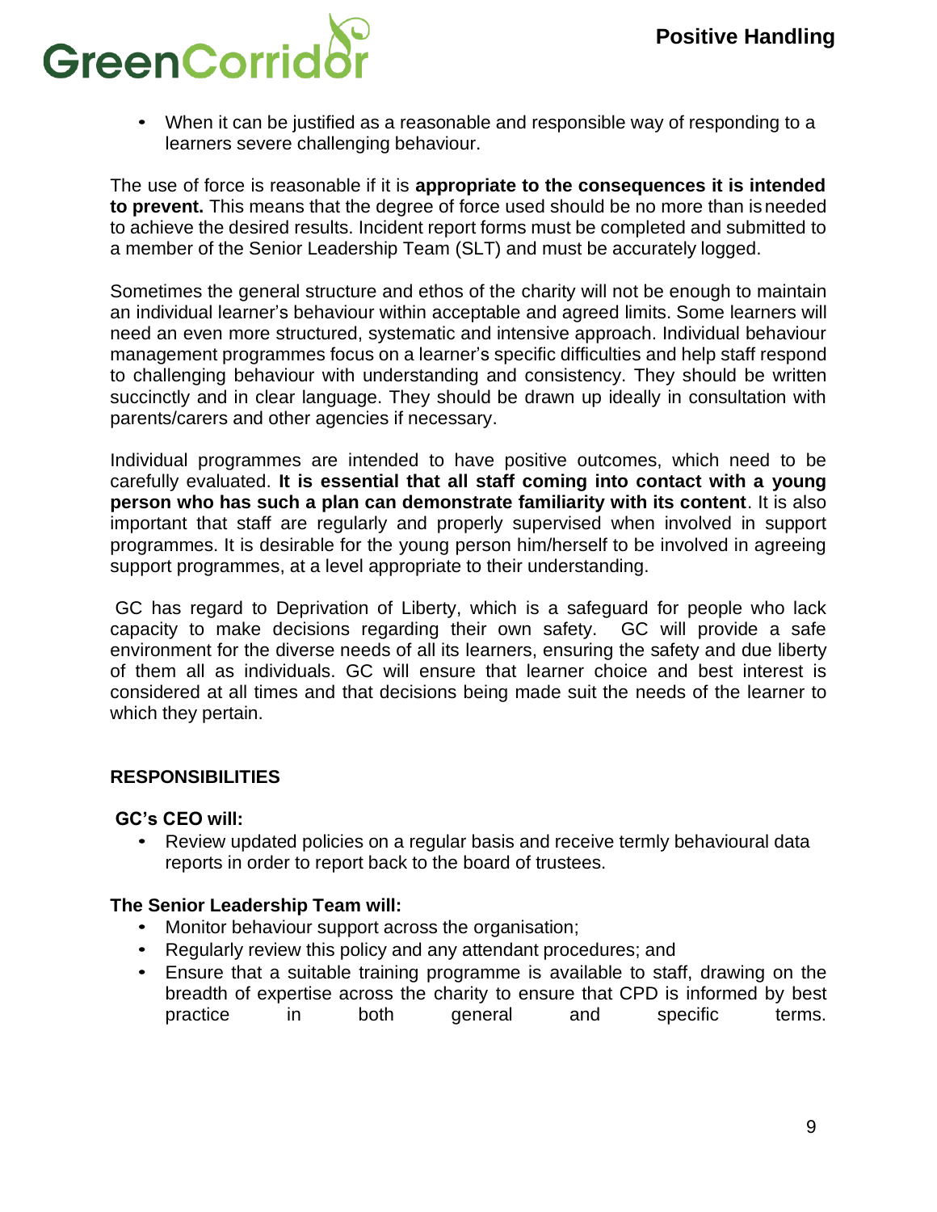- When it can be justified as a reasonable and responsible way of responding to a learners severe challenging behaviour.

The use of force is reasonable if it is **appropriate to the consequences it is intended to prevent.** This means that the degree of force used should be no more than is needed to achieve the desired results. Incident report forms must be completed and submitted to a member of the Senior Leadership Team (SLT) and must be accurately logged.

Sometimes the general structure and ethos of the charity will not be enough to maintain an individual learner's behaviour within acceptable and agreed limits. Some learners will need an even more structured, systematic and intensive approach. Individual behaviour management programmes focus on a learner's specific difficulties and help staff respond to challenging behaviour with understanding and consistency. They should be written succinctly and in clear language. They should be drawn up ideally in consultation with parents/carers and other agencies if necessary.

Individual programmes are intended to have positive outcomes, which need to be carefully evaluated. **It is essential that all staff coming into contact with a young person who has such a plan can demonstrate familiarity with its content**. It is also important that staff are regularly and properly supervised when involved in support programmes. It is desirable for the young person him/herself to be involved in agreeing support programmes, at a level appropriate to their understanding.

GC has regard to Deprivation of Liberty, which is a safeguard for people who lack capacity to make decisions regarding their own safety. GC will provide a safe environment for the diverse needs of all its learners, ensuring the safety and due liberty of them all as individuals. GC will ensure that learner choice and best interest is considered at all times and that decisions being made suit the needs of the learner to which they pertain.

## RESPONSIBILITIES

**GC's CEO will:**

- Review updated policies on a regular basis and receive termly behavioural data reports in order to report back to the board of trustees.

**The Senior Leadership Team will:**

- Monitor behaviour support across the organisation;
- Regularly review this policy and any attendant procedures; and
- Ensure that a suitable training programme is available to staff, drawing on the breadth of expertise across the charity to ensure that CPD is informed by best practice in both general and specific terms.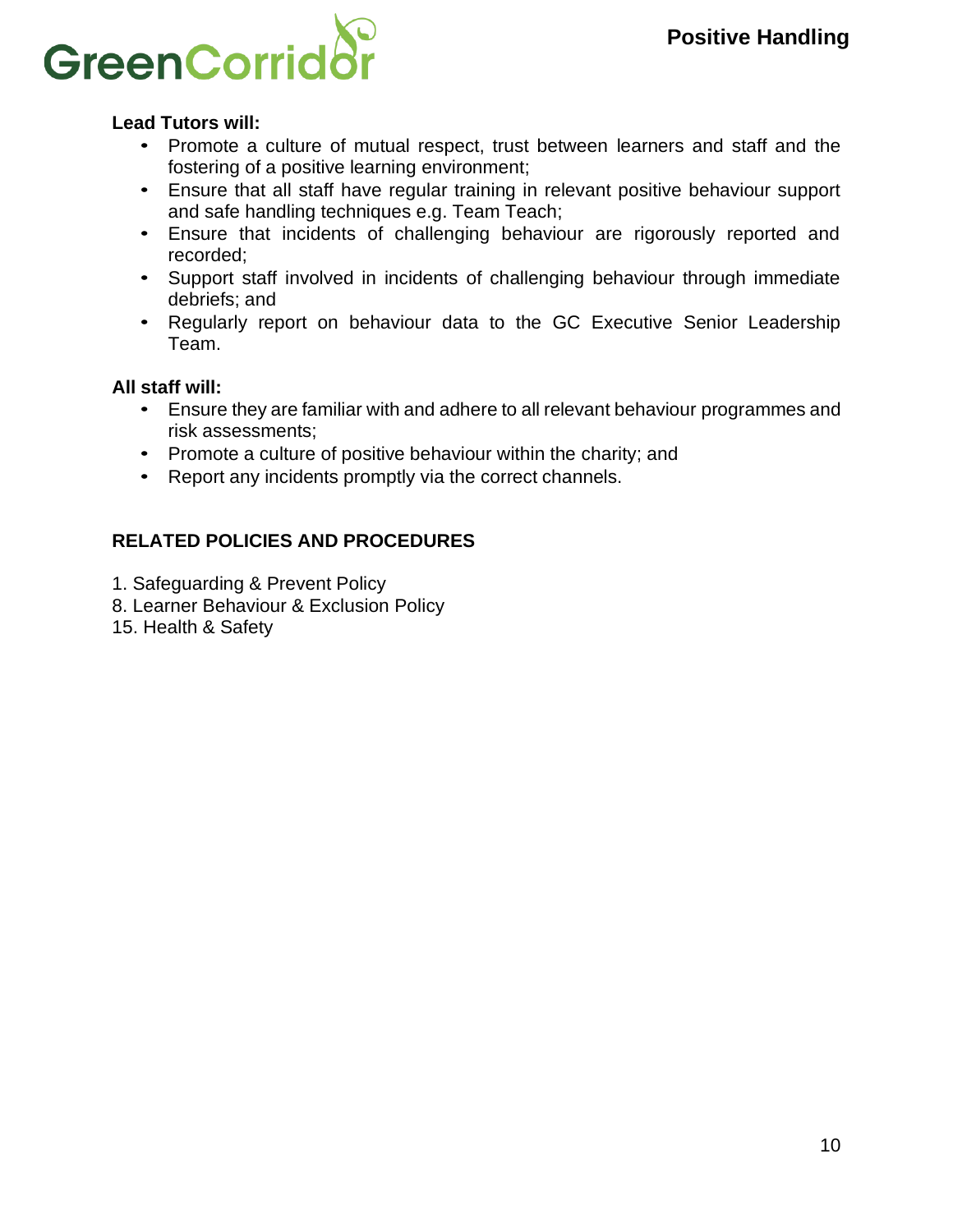**Lead Tutors will:**

- Promote a culture of mutual respect, trust between learners and staff and the fostering of a positive learning environment;
- Ensure that all staff have regular training in relevant positive behaviour support and safe handling techniques e.g. Team Teach;
- Ensure that incidents of challenging behaviour are rigorously reported and recorded;
- Support staff involved in incidents of challenging behaviour through immediate debriefs; and
- Regularly report on behaviour data to the GC Executive Senior Leadership Team.

**All staff will:**

- Ensure they are familiar with and adhere to all relevant behaviour programmes and risk assessments;
- Promote a culture of positive behaviour within the charity; and
- Report any incidents promptly via the correct channels.

## RELATED POLICIES AND PROCEDURES

1. Safeguarding & Prevent Policy
8. Learner Behaviour & Exclusion Policy
15. Health & Safety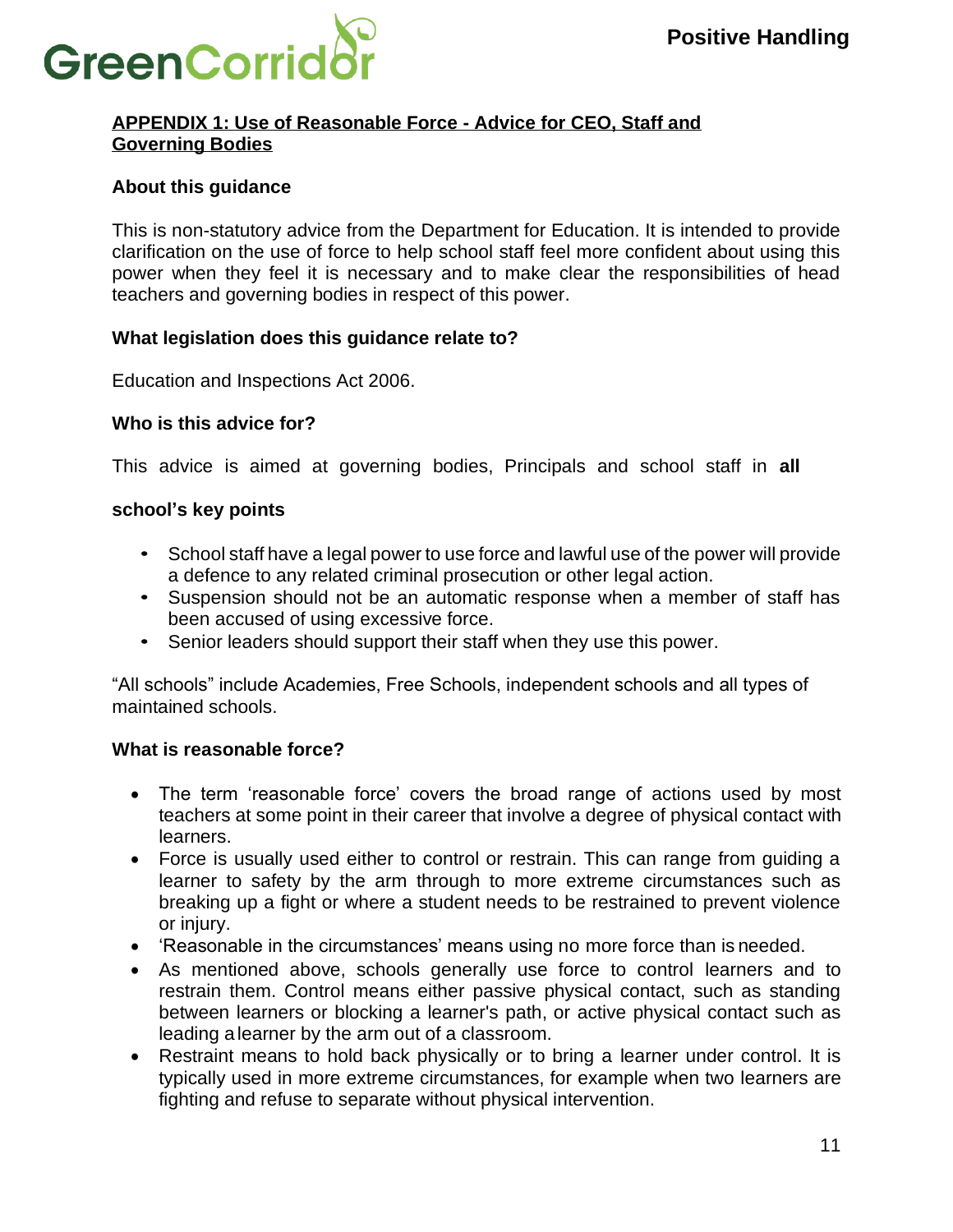## APPENDIX 1: Use of Reasonable Force - Advice for CEO, Staff and Governing Bodies

**About this guidance**

This is non-statutory advice from the Department for Education. It is intended to provide clarification on the use of force to help school staff feel more confident about using this power when they feel it is necessary and to make clear the responsibilities of head teachers and governing bodies in respect of this power.

**What legislation does this guidance relate to?**

Education and Inspections Act 2006.

**Who is this advice for?**

This advice is aimed at governing bodies, Principals and school staff in **all**

**school's key points**

- School staff have a legal power to use force and lawful use of the power will provide a defence to any related criminal prosecution or other legal action.
- Suspension should not be an automatic response when a member of staff has been accused of using excessive force.
- Senior leaders should support their staff when they use this power.

"All schools" include Academies, Free Schools, independent schools and all types of maintained schools.

**What is reasonable force?**

- The term 'reasonable force' covers the broad range of actions used by most teachers at some point in their career that involve a degree of physical contact with learners.
- Force is usually used either to control or restrain. This can range from guiding a learner to safety by the arm through to more extreme circumstances such as breaking up a fight or where a student needs to be restrained to prevent violence or injury.
- 'Reasonable in the circumstances' means using no more force than is needed.
- As mentioned above, schools generally use force to control learners and to restrain them. Control means either passive physical contact, such as standing between learners or blocking a learner's path, or active physical contact such as leading a learner by the arm out of a classroom.
- Restraint means to hold back physically or to bring a learner under control. It is typically used in more extreme circumstances, for example when two learners are fighting and refuse to separate without physical intervention.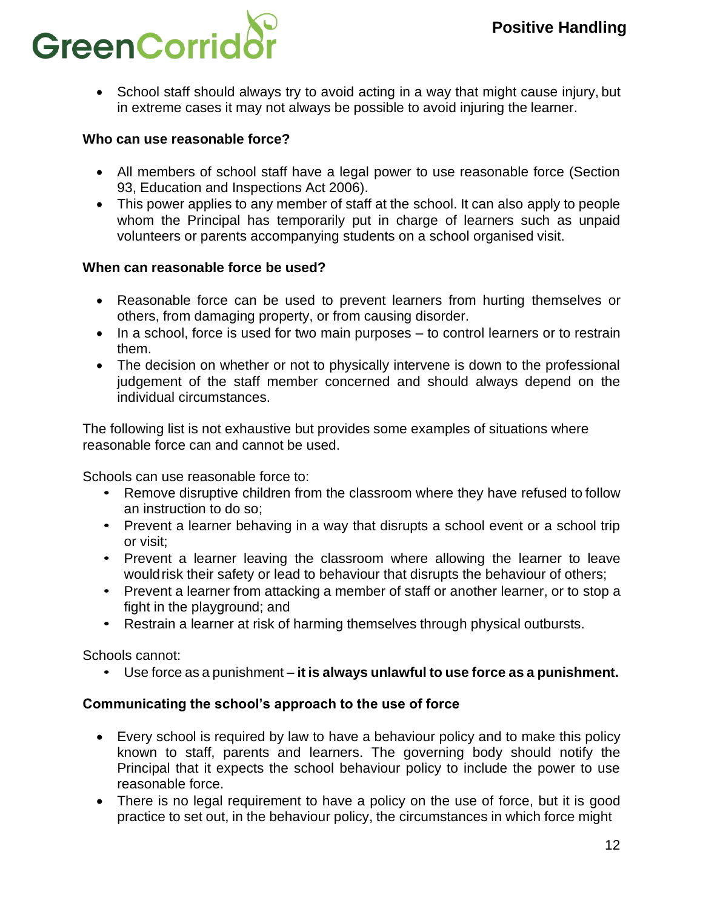- School staff should always try to avoid acting in a way that might cause injury, but in extreme cases it may not always be possible to avoid injuring the learner.

**Who can use reasonable force?**

- All members of school staff have a legal power to use reasonable force (Section 93, Education and Inspections Act 2006).
- This power applies to any member of staff at the school. It can also apply to people whom the Principal has temporarily put in charge of learners such as unpaid volunteers or parents accompanying students on a school organised visit.

**When can reasonable force be used?**

- Reasonable force can be used to prevent learners from hurting themselves or others, from damaging property, or from causing disorder.
- In a school, force is used for two main purposes – to control learners or to restrain them.
- The decision on whether or not to physically intervene is down to the professional judgement of the staff member concerned and should always depend on the individual circumstances.

The following list is not exhaustive but provides some examples of situations where reasonable force can and cannot be used.

Schools can use reasonable force to:

- Remove disruptive children from the classroom where they have refused to follow an instruction to do so;
- Prevent a learner behaving in a way that disrupts a school event or a school trip or visit;
- Prevent a learner leaving the classroom where allowing the learner to leave would risk their safety or lead to behaviour that disrupts the behaviour of others;
- Prevent a learner from attacking a member of staff or another learner, or to stop a fight in the playground; and
- Restrain a learner at risk of harming themselves through physical outbursts.

Schools cannot:

- Use force as a punishment – **it is always unlawful to use force as a punishment.**

**Communicating the school's approach to the use of force**

- Every school is required by law to have a behaviour policy and to make this policy known to staff, parents and learners. The governing body should notify the Principal that it expects the school behaviour policy to include the power to use reasonable force.
- There is no legal requirement to have a policy on the use of force, but it is good practice to set out, in the behaviour policy, the circumstances in which force might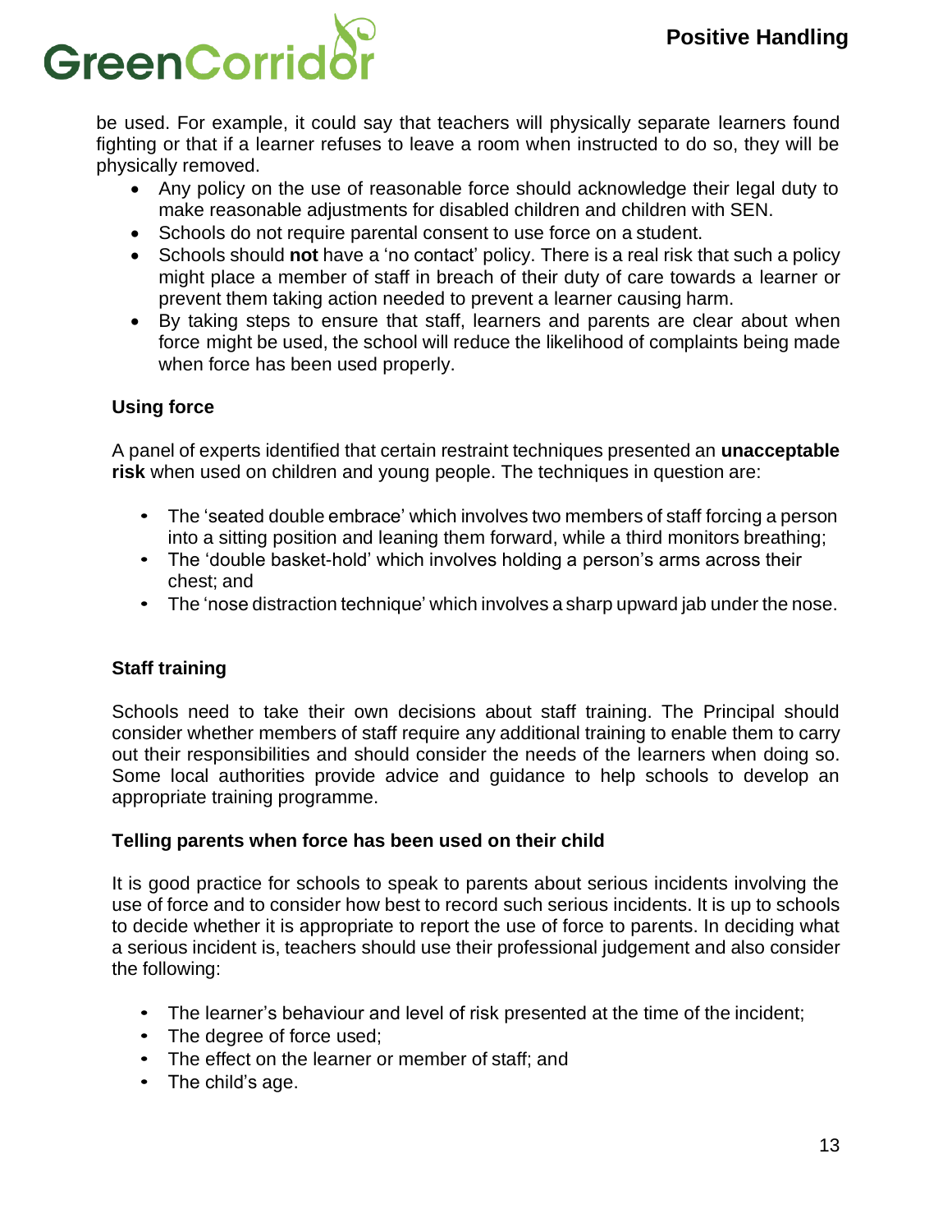be used. For example, it could say that teachers will physically separate learners found fighting or that if a learner refuses to leave a room when instructed to do so, they will be physically removed.

- Any policy on the use of reasonable force should acknowledge their legal duty to make reasonable adjustments for disabled children and children with SEN.
- Schools do not require parental consent to use force on a student.
- Schools should **not** have a 'no contact' policy. There is a real risk that such a policy might place a member of staff in breach of their duty of care towards a learner or prevent them taking action needed to prevent a learner causing harm.
- By taking steps to ensure that staff, learners and parents are clear about when force might be used, the school will reduce the likelihood of complaints being made when force has been used properly.

**Using force**

A panel of experts identified that certain restraint techniques presented an **unacceptable risk** when used on children and young people. The techniques in question are:

- The 'seated double embrace' which involves two members of staff forcing a person into a sitting position and leaning them forward, while a third monitors breathing;
- The 'double basket-hold' which involves holding a person's arms across their chest; and
- The 'nose distraction technique' which involves a sharp upward jab under the nose.

**Staff training**

Schools need to take their own decisions about staff training. The Principal should consider whether members of staff require any additional training to enable them to carry out their responsibilities and should consider the needs of the learners when doing so. Some local authorities provide advice and guidance to help schools to develop an appropriate training programme.

**Telling parents when force has been used on their child**

It is good practice for schools to speak to parents about serious incidents involving the use of force and to consider how best to record such serious incidents. It is up to schools to decide whether it is appropriate to report the use of force to parents. In deciding what a serious incident is, teachers should use their professional judgement and also consider the following:

- The learner's behaviour and level of risk presented at the time of the incident;
- The degree of force used;
- The effect on the learner or member of staff; and
- The child's age.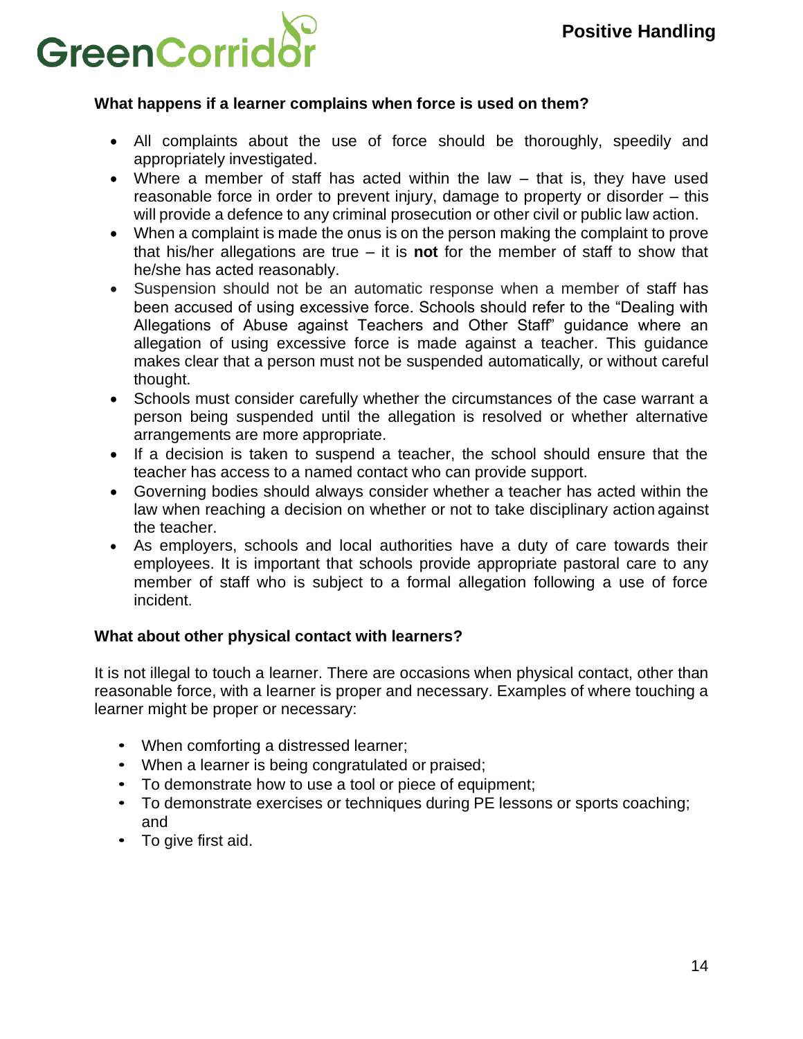### What happens if a learner complains when force is used on them?

- All complaints about the use of force should be thoroughly, speedily and appropriately investigated.
- Where a member of staff has acted within the law – that is, they have used reasonable force in order to prevent injury, damage to property or disorder – this will provide a defence to any criminal prosecution or other civil or public law action.
- When a complaint is made the onus is on the person making the complaint to prove that his/her allegations are true – it is **not** for the member of staff to show that he/she has acted reasonably.
- Suspension should not be an automatic response when a member of staff has been accused of using excessive force. Schools should refer to the "Dealing with Allegations of Abuse against Teachers and Other Staff" guidance where an allegation of using excessive force is made against a teacher. This guidance makes clear that a person must not be suspended automatically, or without careful thought.
- Schools must consider carefully whether the circumstances of the case warrant a person being suspended until the allegation is resolved or whether alternative arrangements are more appropriate.
- If a decision is taken to suspend a teacher, the school should ensure that the teacher has access to a named contact who can provide support.
- Governing bodies should always consider whether a teacher has acted within the law when reaching a decision on whether or not to take disciplinary action against the teacher.
- As employers, schools and local authorities have a duty of care towards their employees. It is important that schools provide appropriate pastoral care to any member of staff who is subject to a formal allegation following a use of force incident.

### What about other physical contact with learners?

It is not illegal to touch a learner. There are occasions when physical contact, other than reasonable force, with a learner is proper and necessary. Examples of where touching a learner might be proper or necessary:

- When comforting a distressed learner;
- When a learner is being congratulated or praised;
- To demonstrate how to use a tool or piece of equipment;
- To demonstrate exercises or techniques during PE lessons or sports coaching; and
- To give first aid.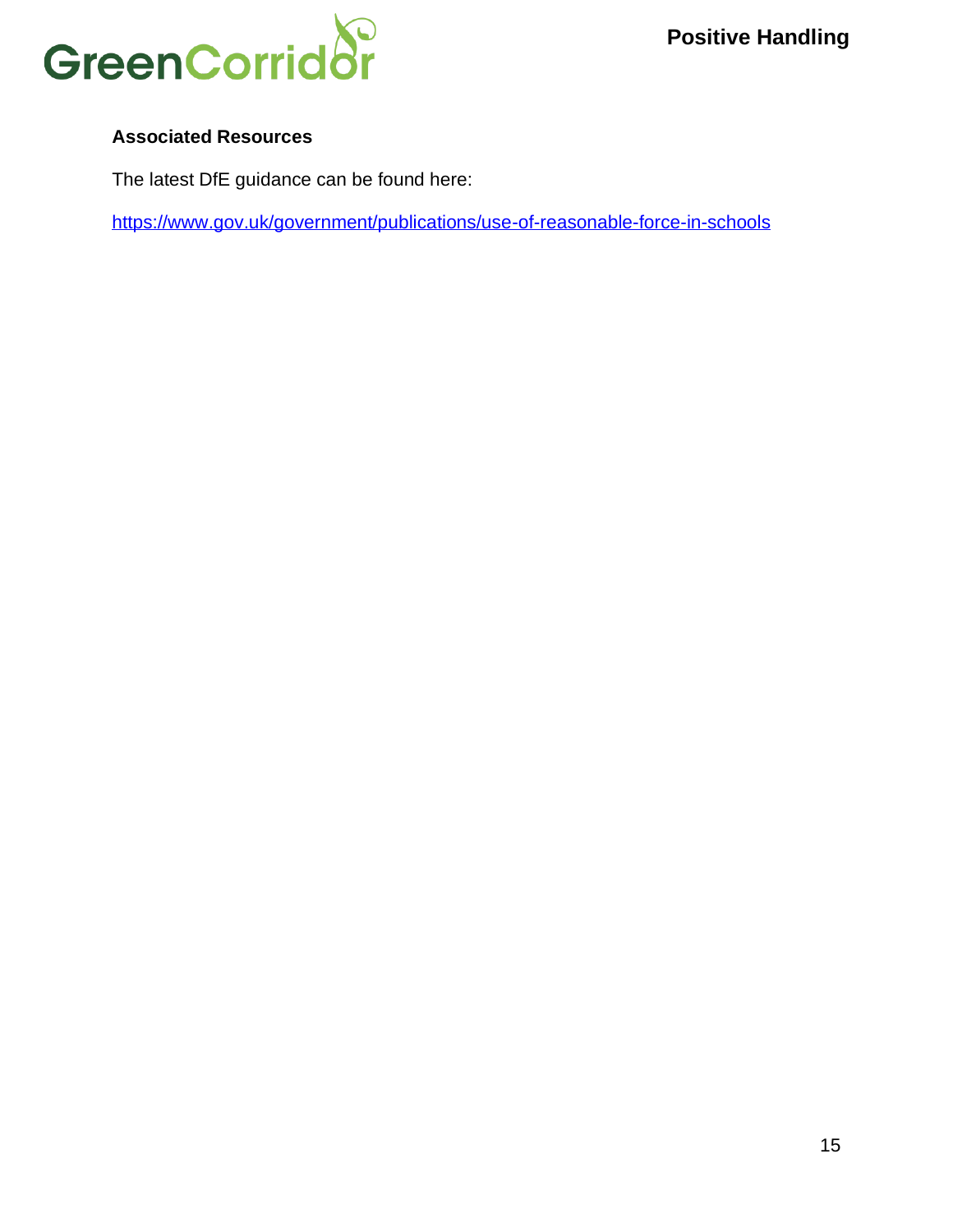**Associated Resources**

The latest DfE guidance can be found here:

https://www.gov.uk/government/publications/use-of-reasonable-force-in-schools